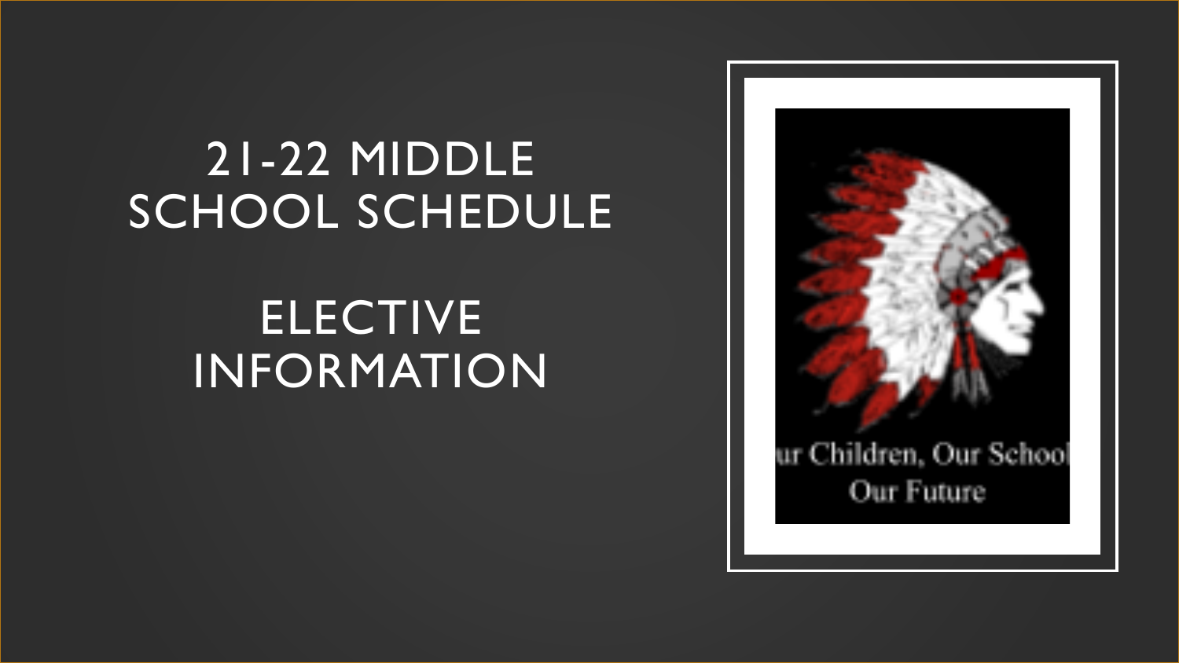# 21-22 MIDDLE SCHOOL SCHEDULE

# ELECTIVE INFORMATION

ur Children, Our School
Our Future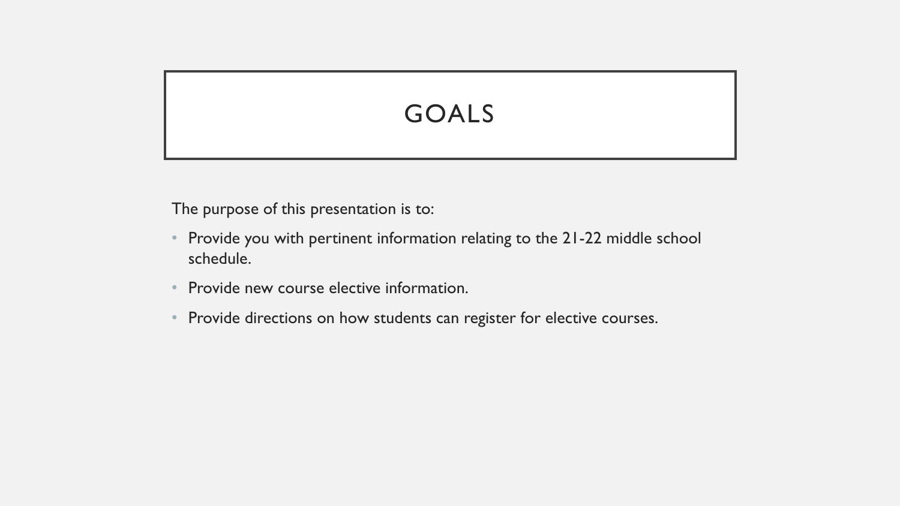# GOALS

The purpose of this presentation is to:

- Provide you with pertinent information relating to the 21-22 middle school schedule.
- Provide new course elective information.
- Provide directions on how students can register for elective courses.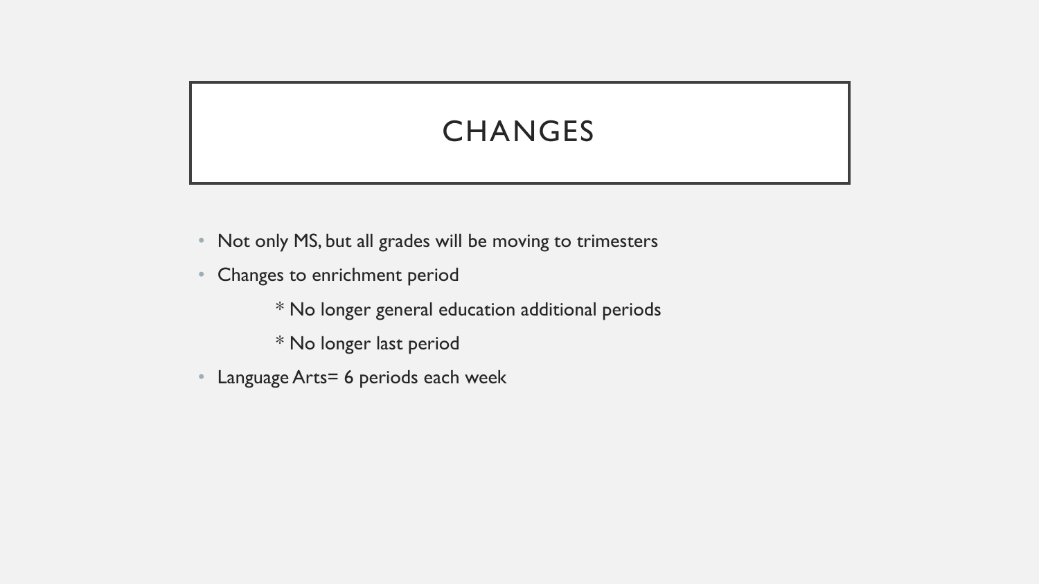# CHANGES

- Not only MS, but all grades will be moving to trimesters
- Changes to enrichment period
  - * No longer general education additional periods
  - * No longer last period
- Language Arts= 6 periods each week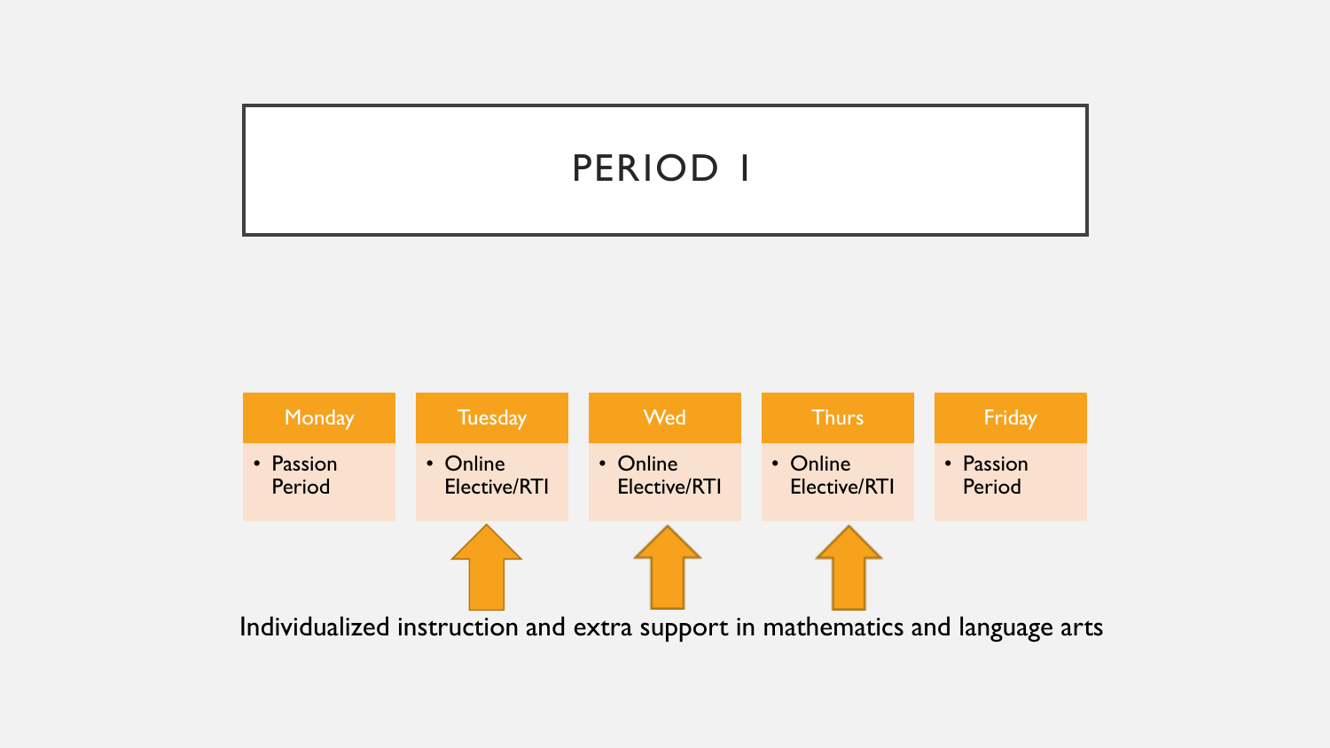# PERIOD 1

| Monday | Tuesday | Wed | Thurs | Friday |
| --- | --- | --- | --- | --- |
| • Passion Period | • Online Elective/RTI | • Online Elective/RTI | • Online Elective/RTI | • Passion Period |

Individualized instruction and extra support in mathematics and language arts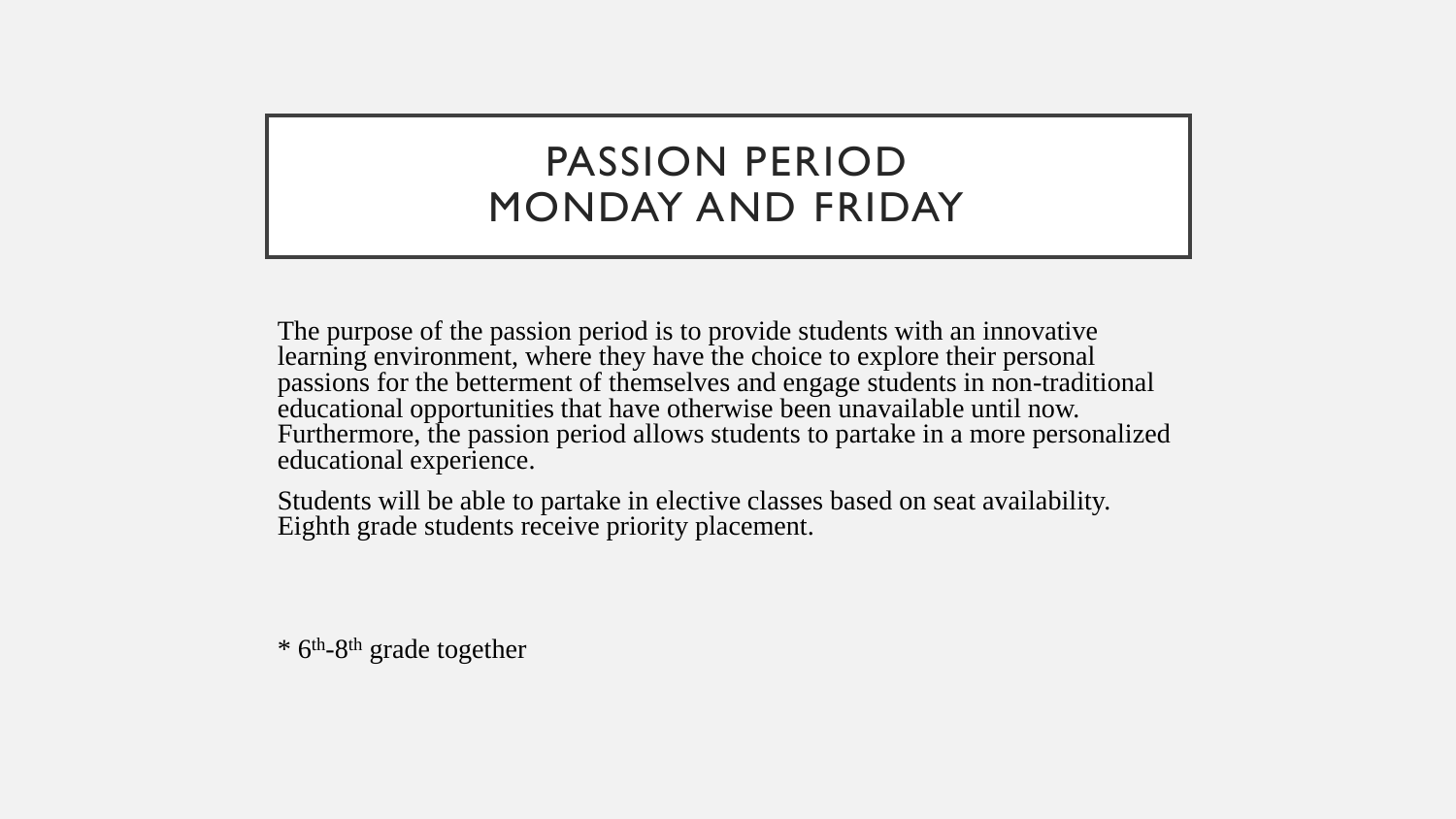# PASSION PERIOD MONDAY AND FRIDAY

The purpose of the passion period is to provide students with an innovative learning environment, where they have the choice to explore their personal passions for the betterment of themselves and engage students in non-traditional educational opportunities that have otherwise been unavailable until now. Furthermore, the passion period allows students to partake in a more personalized educational experience.

Students will be able to partake in elective classes based on seat availability. Eighth grade students receive priority placement.

* 6th-8th grade together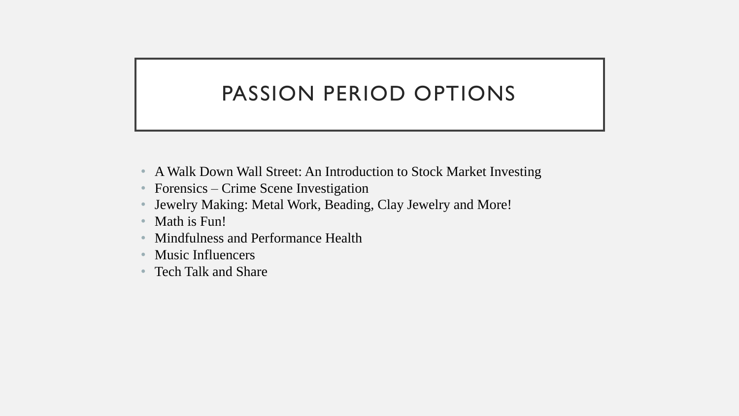# PASSION PERIOD OPTIONS

- A Walk Down Wall Street: An Introduction to Stock Market Investing
- Forensics – Crime Scene Investigation
- Jewelry Making: Metal Work, Beading, Clay Jewelry and More!
- Math is Fun!
- Mindfulness and Performance Health
- Music Influencers
- Tech Talk and Share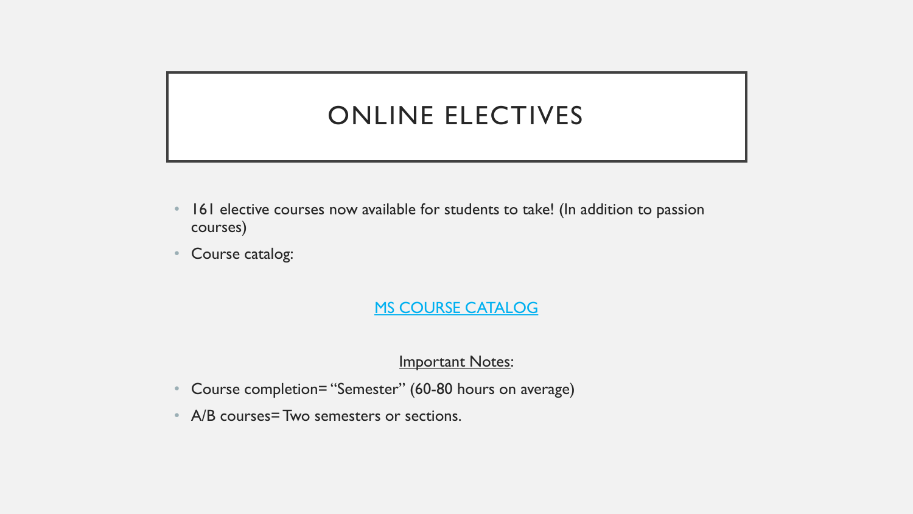# ONLINE ELECTIVES

- 161 elective courses now available for students to take! (In addition to passion courses)
- Course catalog:

MS COURSE CATALOG

Important Notes:

- Course completion= "Semester" (60-80 hours on average)
- A/B courses= Two semesters or sections.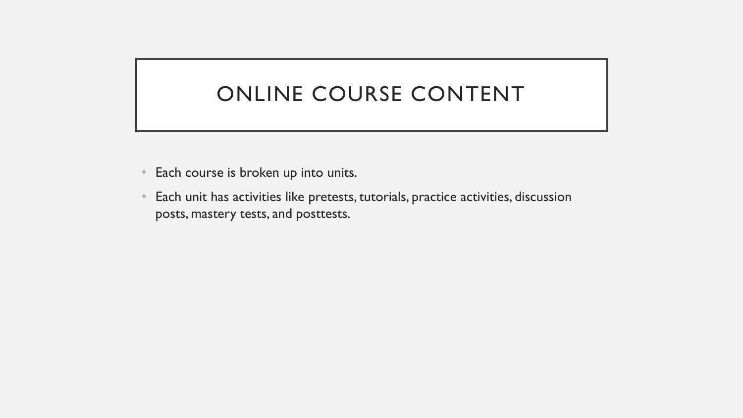# ONLINE COURSE CONTENT

- Each course is broken up into units.
- Each unit has activities like pretests, tutorials, practice activities, discussion posts, mastery tests, and posttests.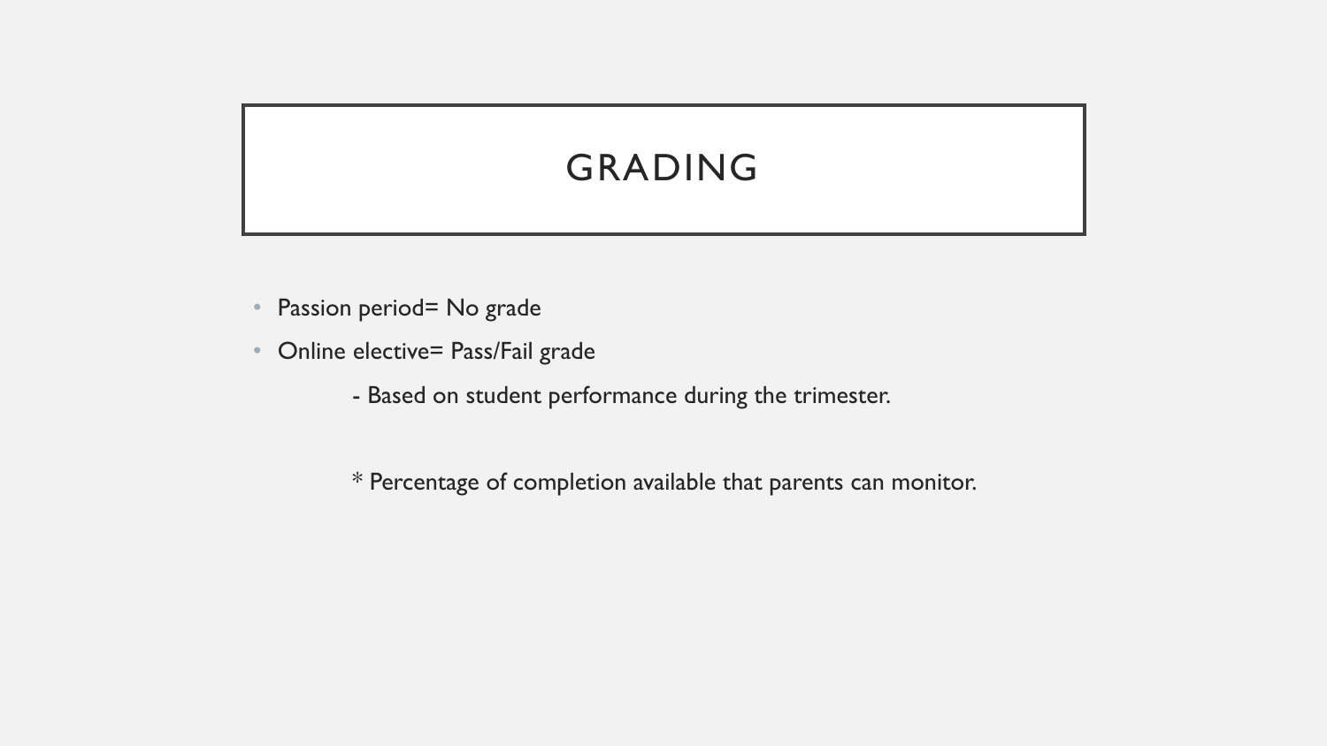# GRADING

- Passion period= No grade
- Online elective= Pass/Fail grade

  - Based on student performance during the trimester.

  * Percentage of completion available that parents can monitor.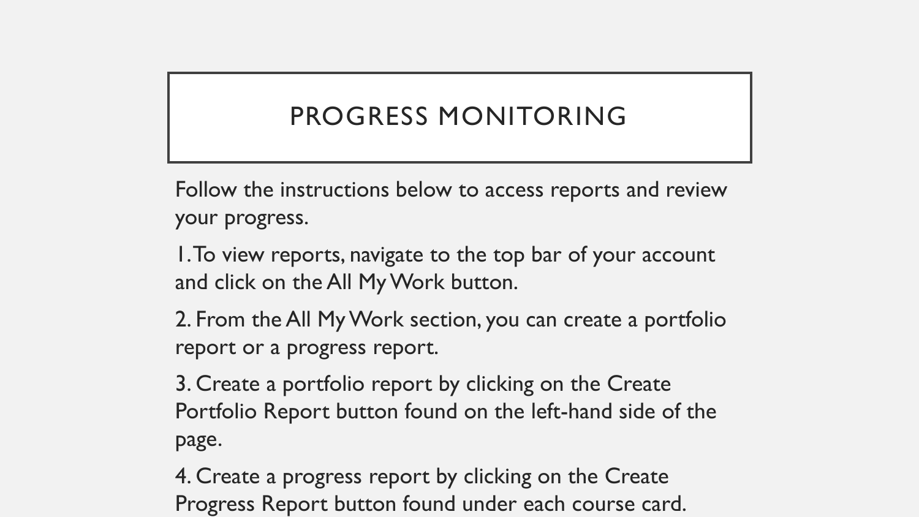# PROGRESS MONITORING

Follow the instructions below to access reports and review your progress.

1. To view reports, navigate to the top bar of your account and click on the All My Work button.
2. From the All My Work section, you can create a portfolio report or a progress report.
3. Create a portfolio report by clicking on the Create Portfolio Report button found on the left-hand side of the page.
4. Create a progress report by clicking on the Create Progress Report button found under each course card.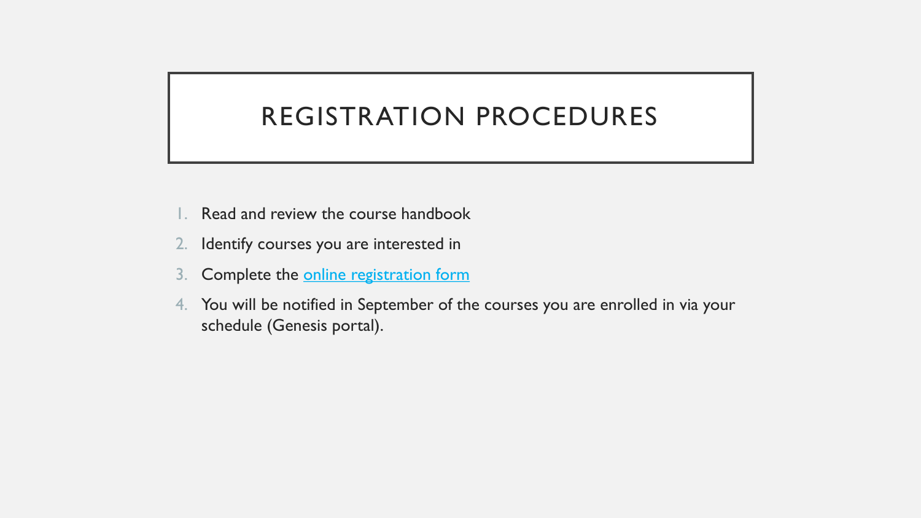# REGISTRATION PROCEDURES

1. Read and review the course handbook
2. Identify courses you are interested in
3. Complete the online registration form
4. You will be notified in September of the courses you are enrolled in via your schedule (Genesis portal).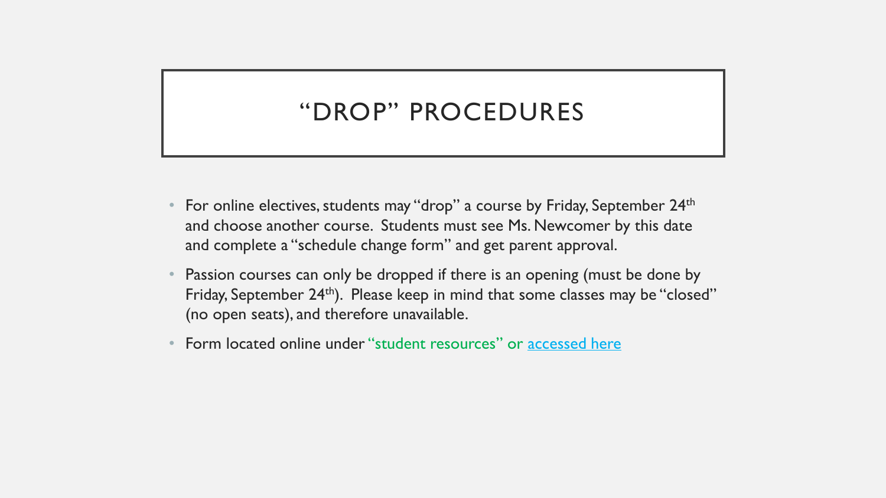# “DROP” PROCEDURES

- For online electives, students may “drop” a course by Friday, September 24th and choose another course. Students must see Ms. Newcomer by this date and complete a “schedule change form” and get parent approval.
- Passion courses can only be dropped if there is an opening (must be done by Friday, September 24th). Please keep in mind that some classes may be “closed” (no open seats), and therefore unavailable.
- Form located online under “student resources” or accessed here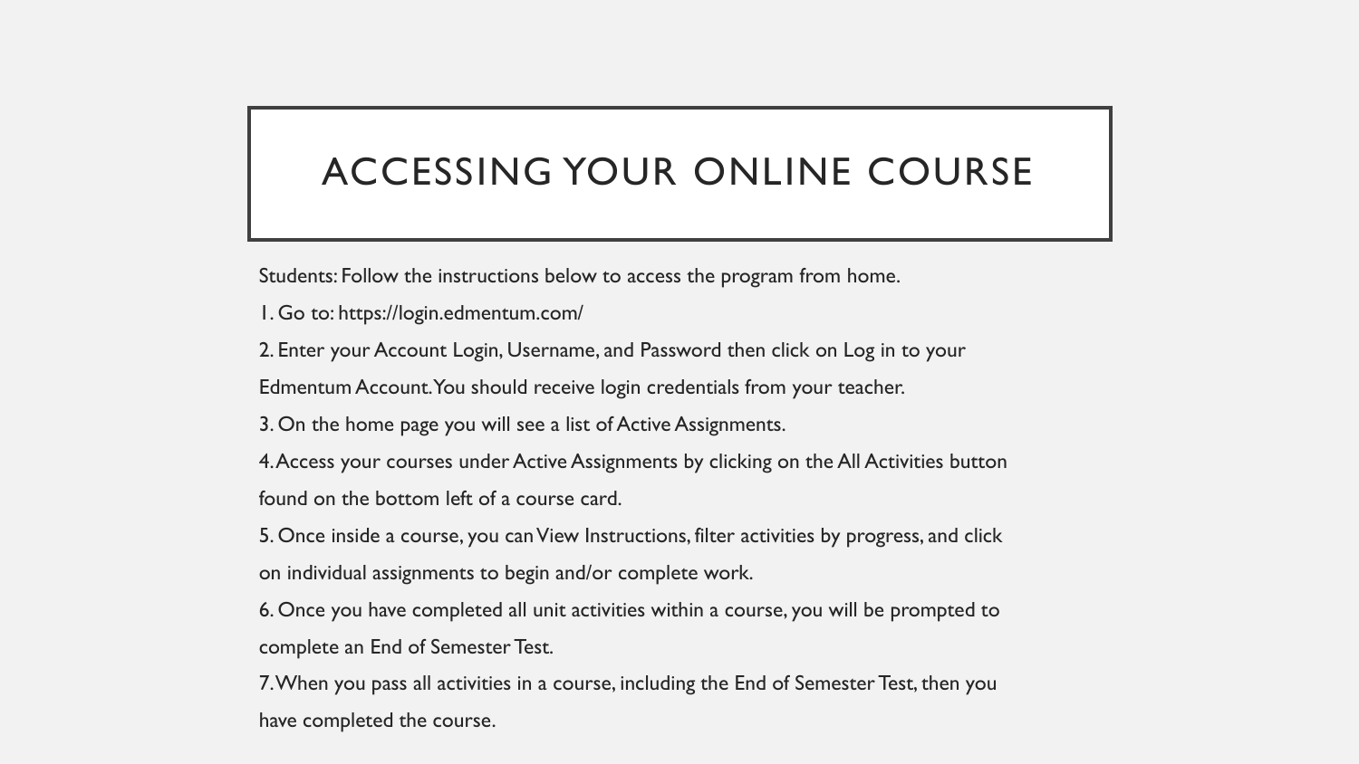# ACCESSING YOUR ONLINE COURSE

Students: Follow the instructions below to access the program from home.

1. Go to: https://login.edmentum.com/
2. Enter your Account Login, Username, and Password then click on Log in to your Edmentum Account. You should receive login credentials from your teacher.
3. On the home page you will see a list of Active Assignments.
4. Access your courses under Active Assignments by clicking on the All Activities button found on the bottom left of a course card.
5. Once inside a course, you can View Instructions, filter activities by progress, and click on individual assignments to begin and/or complete work.
6. Once you have completed all unit activities within a course, you will be prompted to complete an End of Semester Test.
7. When you pass all activities in a course, including the End of Semester Test, then you have completed the course.